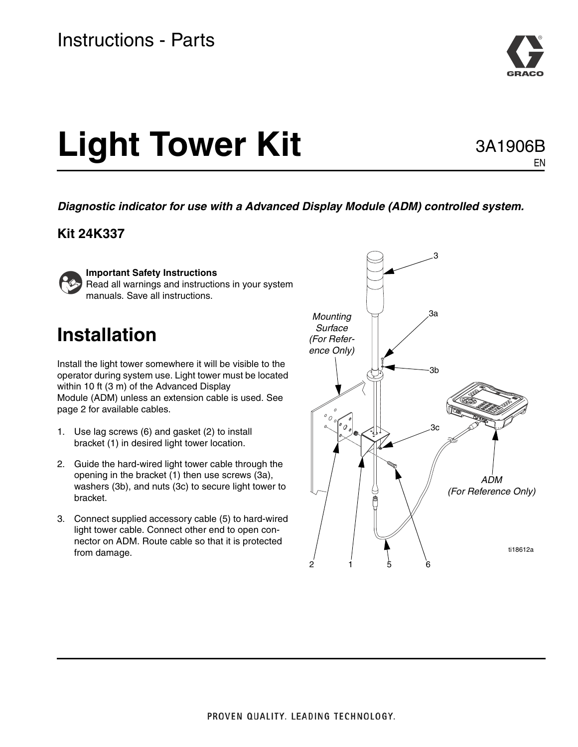Instructions - Parts

# Light Tower Kit

3A1906B
EN

***Diagnostic indicator for use with a Advanced Display Module (ADM) controlled system.***

**Kit 24K337**

**Important Safety Instructions**
Read all warnings and instructions in your system manuals. Save all instructions.

## Installation

Install the light tower somewhere it will be visible to the operator during system use. Light tower must be located within 10 ft (3 m) of the Advanced Display Module (ADM) unless an extension cable is used. See page 2 for available cables.

1. Use lag screws (6) and gasket (2) to install bracket (1) in desired light tower location.
2. Guide the hard-wired light tower cable through the opening in the bracket (1) then use screws (3a), washers (3b), and nuts (3c) to secure light tower to bracket.
3. Connect supplied accessory cable (5) to hard-wired light tower cable. Connect other end to open connector on ADM. Route cable so that it is protected from damage.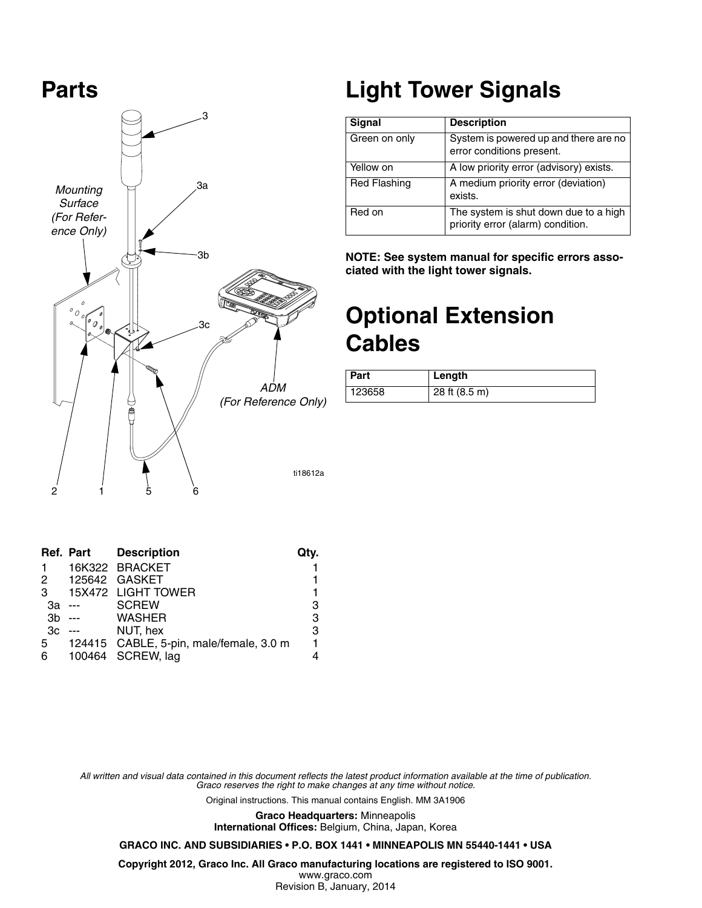# Parts

Mounting Surface (For Reference Only)

ADM (For Reference Only)

3
3a
3b
3c
2
1
5
6

ti18612a

| Ref. | Part | Description | Qty. |
| --- | --- | --- | --- |
| 1 | 16K322 | BRACKET | 1 |
| 2 | 125642 | GASKET | 1 |
| 3 | 15X472 | LIGHT TOWER | 1 |
| 3a | --- | SCREW | 3 |
| 3b | --- | WASHER | 3 |
| 3c | --- | NUT, hex | 3 |
| 5 | 124415 | CABLE, 5-pin, male/female, 3.0 m | 1 |
| 6 | 100464 | SCREW, lag | 4 |

# Light Tower Signals

| Signal | Description |
| --- | --- |
| Green on only | System is powered up and there are no error conditions present. |
| Yellow on | A low priority error (advisory) exists. |
| Red Flashing | A medium priority error (deviation) exists. |
| Red on | The system is shut down due to a high priority error (alarm) condition. |

**NOTE: See system manual for specific errors associated with the light tower signals.**

# Optional Extension Cables

| Part | Length |
| --- | --- |
| 123658 | 28 ft (8.5 m) |

*All written and visual data contained in this document reflects the latest product information available at the time of publication. Graco reserves the right to make changes at any time without notice.*

Original instructions. This manual contains English. MM 3A1906

**Graco Headquarters:** Minneapolis
**International Offices:** Belgium, China, Japan, Korea

**GRACO INC. AND SUBSIDIARIES • P.O. BOX 1441 • MINNEAPOLIS MN 55440-1441 • USA**

**Copyright 2012, Graco Inc. All Graco manufacturing locations are registered to ISO 9001.**
www.graco.com
Revision B, January, 2014